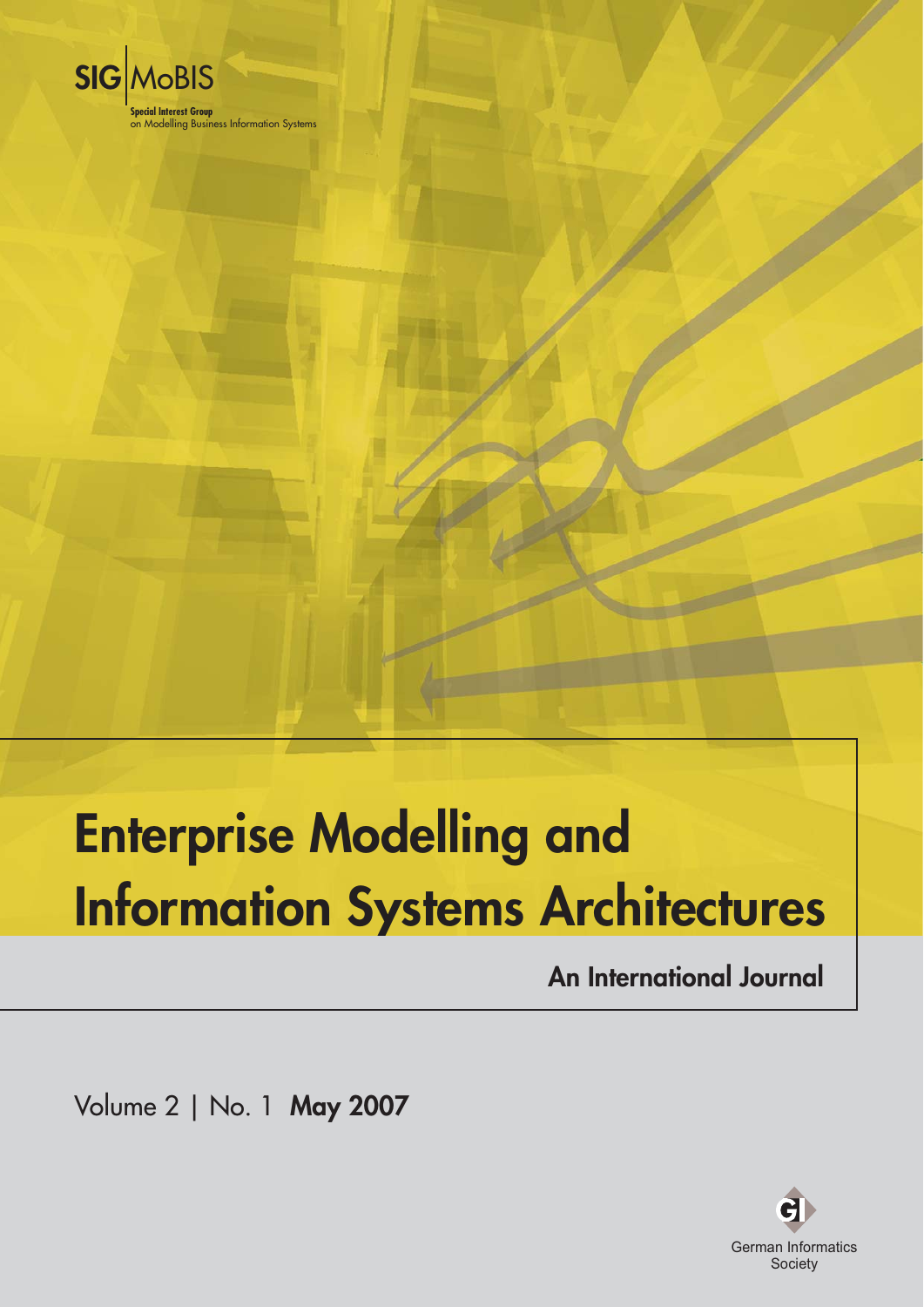SIG MoBIS

Special Interest Group
on Modelling Business Information Systems

# Enterprise Modelling and Information Systems Architectures

## An International Journal

Volume 2 | No. 1 **May 2007**

German Informatics Society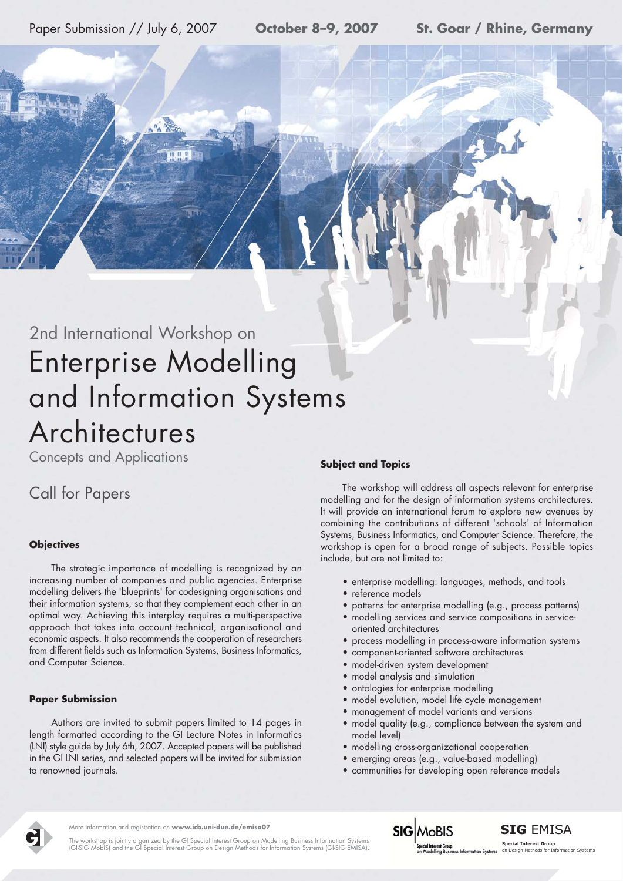Paper Submission // July 6, 2007 **October 8–9, 2007** **St. Goar / Rhine, Germany**

2nd International Workshop on

# Enterprise Modelling and Information Systems Architectures

Concepts and Applications

## Call for Papers

### Objectives

The strategic importance of modelling is recognized by an increasing number of companies and public agencies. Enterprise modelling delivers the 'blueprints' for codesigning organisations and their information systems, so that they complement each other in an optimal way. Achieving this interplay requires a multi-perspective approach that takes into account technical, organisational and economic aspects. It also recommends the cooperation of researchers from different fields such as Information Systems, Business Informatics, and Computer Science.

### Paper Submission

Authors are invited to submit papers limited to 14 pages in length formatted according to the GI Lecture Notes in Informatics (LNI) style guide by July 6th, 2007. Accepted papers will be published in the GI LNI series, and selected papers will be invited for submission to renowned journals.

### Subject and Topics

The workshop will address all aspects relevant for enterprise modelling and for the design of information systems architectures. It will provide an international forum to explore new avenues by combining the contributions of different 'schools' of Information Systems, Business Informatics, and Computer Science. Therefore, the workshop is open for a broad range of subjects. Possible topics include, but are not limited to:

- enterprise modelling: languages, methods, and tools
- reference models
- patterns for enterprise modelling (e.g., process patterns)
- modelling services and service compositions in service-oriented architectures
- process modelling in process-aware information systems
- component-oriented software architectures
- model-driven system development
- model analysis and simulation
- ontologies for enterprise modelling
- model evolution, model life cycle management
- management of model variants and versions
- model quality (e.g., compliance between the system and model level)
- modelling cross-organizational cooperation
- emerging areas (e.g., value-based modelling)
- communities for developing open reference models

More information and registration on **www.icb.uni-due.de/emisa07**

The workshop is jointly organized by the GI Special Interest Group on Modelling Business Information Systems (GI-SIG MobIS) and the GI Special Interest Group on Design Methods for Information Systems (GI-SIG EMISA).

SIG MoBIS – Special Interest Group on Modelling Business Information Systems

SIG EMISA – Special Interest Group on Design Methods for Information Systems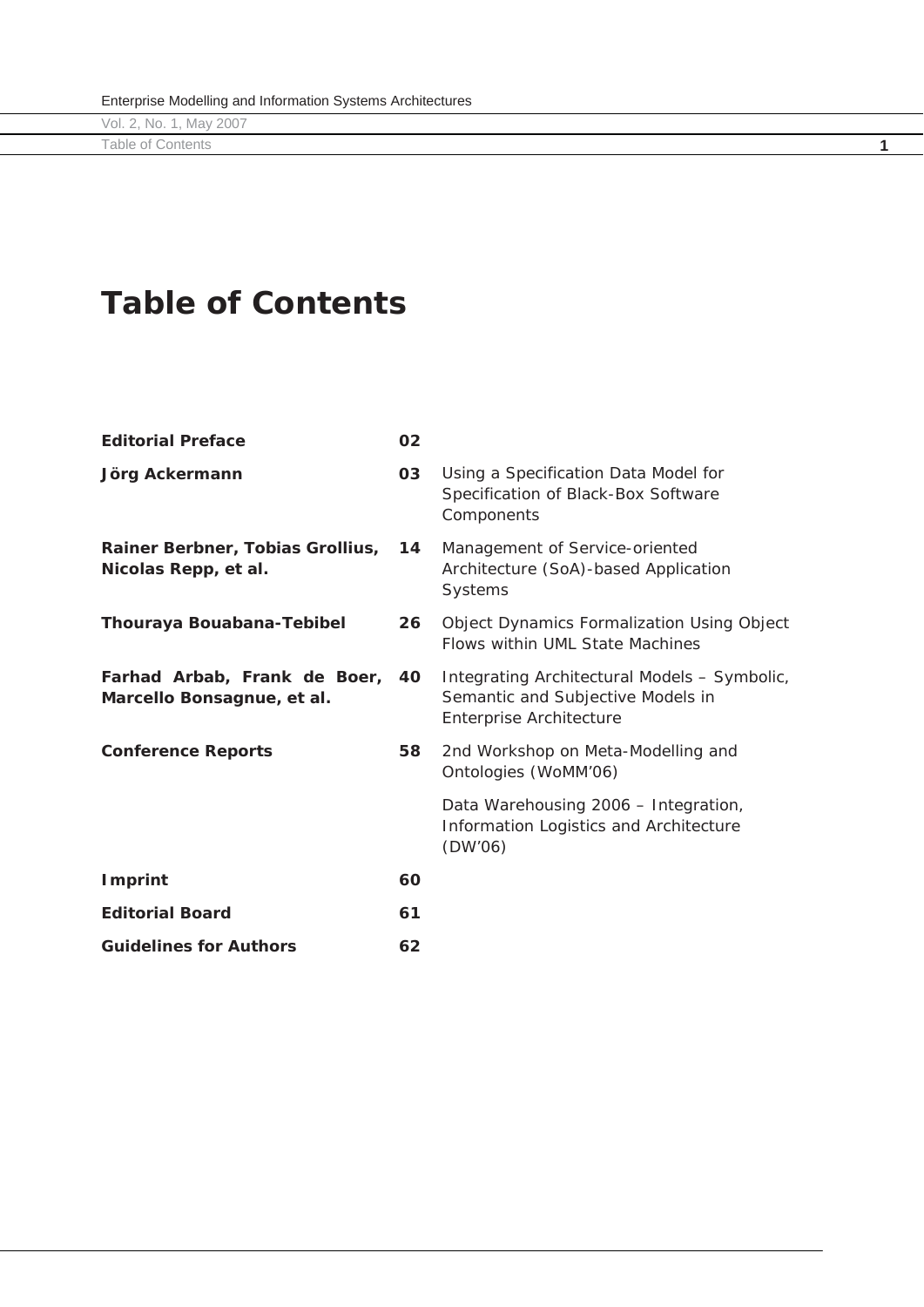# Table of Contents

| | | |
|---|---|---|
| **Editorial Preface** | **02** | |
| **Jörg Ackermann** | **03** | Using a Specification Data Model for Specification of Black-Box Software Components |
| **Rainer Berbner, Tobias Grollius, Nicolas Repp, et al.** | **14** | Management of Service-oriented Architecture (SoA)-based Application Systems |
| **Thouraya Bouabana-Tebibel** | **26** | Object Dynamics Formalization Using Object Flows within UML State Machines |
| **Farhad Arbab, Frank de Boer, Marcello Bonsagnue, et al.** | **40** | Integrating Architectural Models – Symbolic, Semantic and Subjective Models in Enterprise Architecture |
| **Conference Reports** | **58** | 2nd Workshop on Meta-Modelling and Ontologies (WoMM'06) |
| | | Data Warehousing 2006 – Integration, Information Logistics and Architecture (DW'06) |
| **Imprint** | **60** | |
| **Editorial Board** | **61** | |
| **Guidelines for Authors** | **62** | |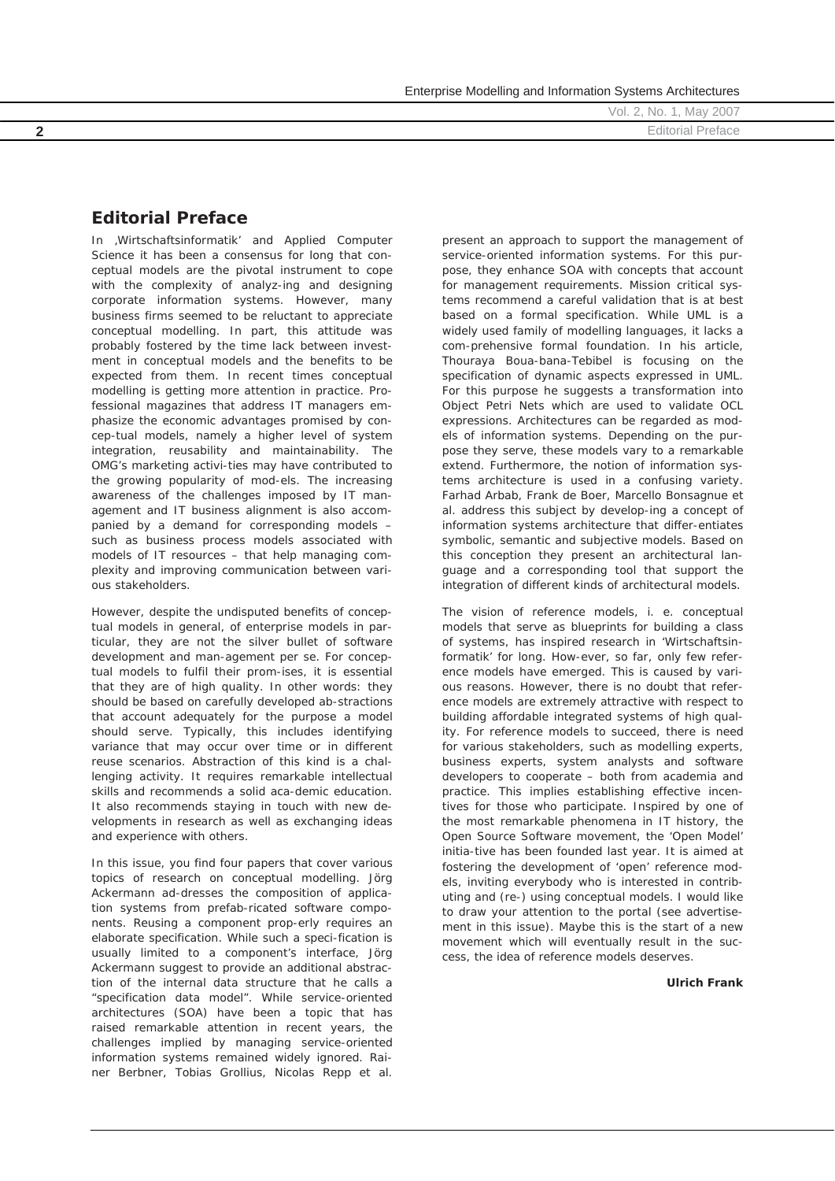## Editorial Preface

In ‚Wirtschaftsinformatik' and Applied Computer Science it has been a consensus for long that conceptual models are the pivotal instrument to cope with the complexity of analyz-ing and designing corporate information systems. However, many business firms seemed to be reluctant to appreciate conceptual modelling. In part, this attitude was probably fostered by the time lack between investment in conceptual models and the benefits to be expected from them. In recent times conceptual modelling is getting more attention in practice. Professional magazines that address IT managers emphasize the economic advantages promised by concep-tual models, namely a higher level of system integration, reusability and maintainability. The OMG's marketing activi-ties may have contributed to the growing popularity of mod-els. The increasing awareness of the challenges imposed by IT management and IT business alignment is also accompanied by a demand for corresponding models – such as business process models associated with models of IT resources – that help managing complexity and improving communication between various stakeholders.

However, despite the undisputed benefits of conceptual models in general, of enterprise models in particular, they are not the silver bullet of software development and man-agement per se. For conceptual models to fulfil their prom-ises, it is essential that they are of high quality. In other words: they should be based on carefully developed ab-stractions that account adequately for the purpose a model should serve. Typically, this includes identifying variance that may occur over time or in different reuse scenarios. Abstraction of this kind is a challenging activity. It requires remarkable intellectual skills and recommends a solid aca-demic education. It also recommends staying in touch with new developments in research as well as exchanging ideas and experience with others.

In this issue, you find four papers that cover various topics of research on conceptual modelling. Jörg Ackermann ad-dresses the composition of application systems from prefab-ricated software components. Reusing a component prop-erly requires an elaborate specification. While such a speci-fication is usually limited to a component's interface, Jörg Ackermann suggest to provide an additional abstraction of the internal data structure that he calls a "specification data model". While service-oriented architectures (SOA) have been a topic that has raised remarkable attention in recent years, the challenges implied by managing service-oriented information systems remained widely ignored. Rainer Berbner, Tobias Grollius, Nicolas Repp et al. present an approach to support the management of service-oriented information systems. For this purpose, they enhance SOA with concepts that account for management requirements. Mission critical systems recommend a careful validation that is at best based on a formal specification. While UML is a widely used family of modelling languages, it lacks a com-prehensive formal foundation. In his article, Thouraya Boua-bana-Tebibel is focusing on the specification of dynamic aspects expressed in UML. For this purpose he suggests a transformation into Object Petri Nets which are used to validate OCL expressions. Architectures can be regarded as models of information systems. Depending on the purpose they serve, these models vary to a remarkable extend. Furthermore, the notion of information systems architecture is used in a confusing variety. Farhad Arbab, Frank de Boer, Marcello Bonsagnue et al. address this subject by develop-ing a concept of information systems architecture that differ-entiates symbolic, semantic and subjective models. Based on this conception they present an architectural language and a corresponding tool that support the integration of different kinds of architectural models.

The vision of reference models, i. e. conceptual models that serve as blueprints for building a class of systems, has inspired research in 'Wirtschaftsinformatik' for long. How-ever, so far, only few reference models have emerged. This is caused by various reasons. However, there is no doubt that reference models are extremely attractive with respect to building affordable integrated systems of high quality. For reference models to succeed, there is need for various stakeholders, such as modelling experts, business experts, system analysts and software developers to cooperate – both from academia and practice. This implies establishing effective incentives for those who participate. Inspired by one of the most remarkable phenomena in IT history, the Open Source Software movement, the 'Open Model' initia-tive has been founded last year. It is aimed at fostering the development of 'open' reference models, inviting everybody who is interested in contributing and (re-) using conceptual models. I would like to draw your attention to the portal (see advertisement in this issue). Maybe this is the start of a new movement which will eventually result in the success, the idea of reference models deserves.

**Ulrich Frank**